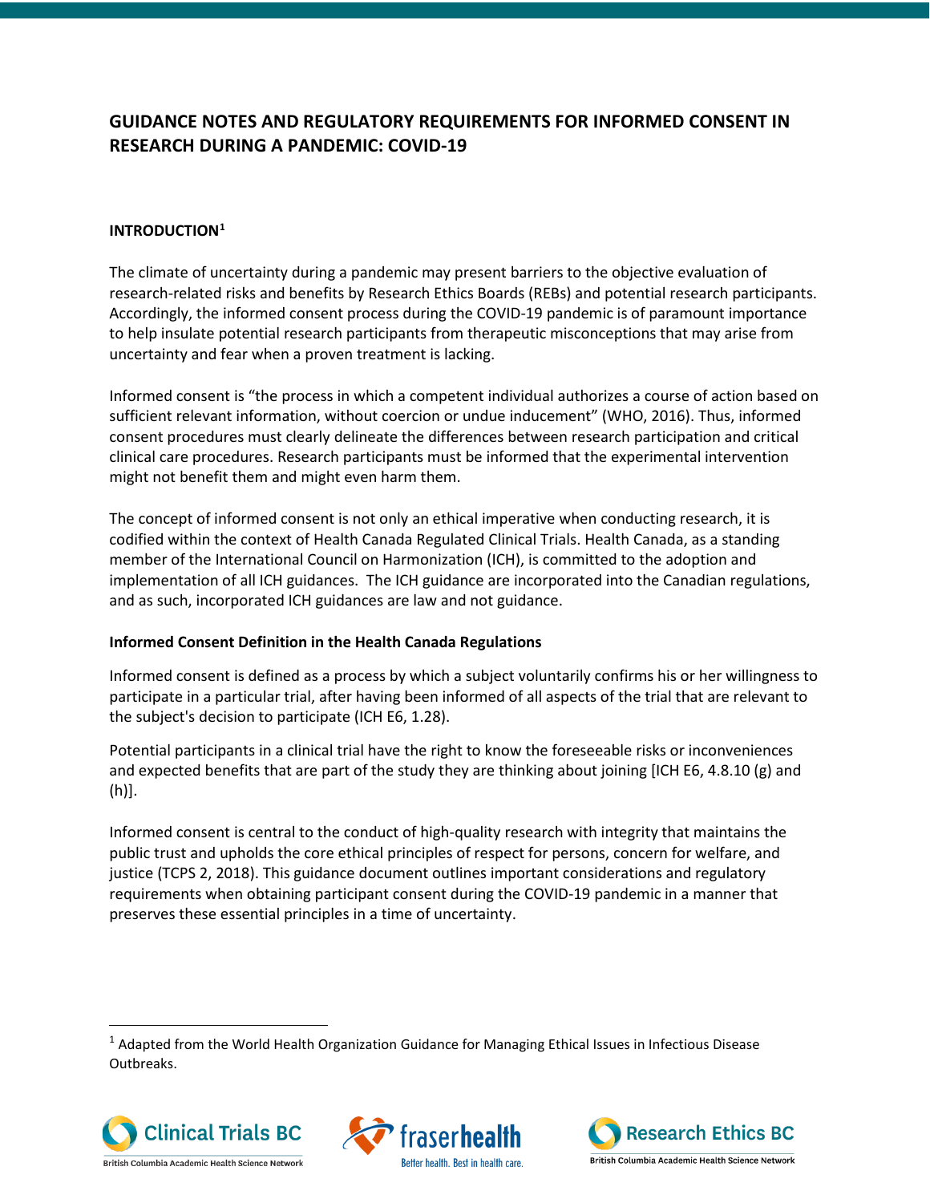# GUIDANCE NOTES AND REGULATORY REQUIREMENTS FOR INFORMED CONSENT IN RESEARCH DURING A PANDEMIC: COVID-19

## INTRODUCTION[1]

The climate of uncertainty during a pandemic may present barriers to the objective evaluation of research-related risks and benefits by Research Ethics Boards (REBs) and potential research participants. Accordingly, the informed consent process during the COVID-19 pandemic is of paramount importance to help insulate potential research participants from therapeutic misconceptions that may arise from uncertainty and fear when a proven treatment is lacking.

Informed consent is "the process in which a competent individual authorizes a course of action based on sufficient relevant information, without coercion or undue inducement" (WHO, 2016). Thus, informed consent procedures must clearly delineate the differences between research participation and critical clinical care procedures. Research participants must be informed that the experimental intervention might not benefit them and might even harm them.

The concept of informed consent is not only an ethical imperative when conducting research, it is codified within the context of Health Canada Regulated Clinical Trials. Health Canada, as a standing member of the International Council on Harmonization (ICH), is committed to the adoption and implementation of all ICH guidances. The ICH guidance are incorporated into the Canadian regulations, and as such, incorporated ICH guidances are law and not guidance.

### Informed Consent Definition in the Health Canada Regulations

Informed consent is defined as a process by which a subject voluntarily confirms his or her willingness to participate in a particular trial, after having been informed of all aspects of the trial that are relevant to the subject's decision to participate (ICH E6, 1.28).

Potential participants in a clinical trial have the right to know the foreseeable risks or inconveniences and expected benefits that are part of the study they are thinking about joining [ICH E6, 4.8.10 (g) and (h)].

Informed consent is central to the conduct of high-quality research with integrity that maintains the public trust and upholds the core ethical principles of respect for persons, concern for welfare, and justice (TCPS 2, 2018). This guidance document outlines important considerations and regulatory requirements when obtaining participant consent during the COVID-19 pandemic in a manner that preserves these essential principles in a time of uncertainty.

---

[1] Adapted from the World Health Organization Guidance for Managing Ethical Issues in Infectious Disease Outbreaks.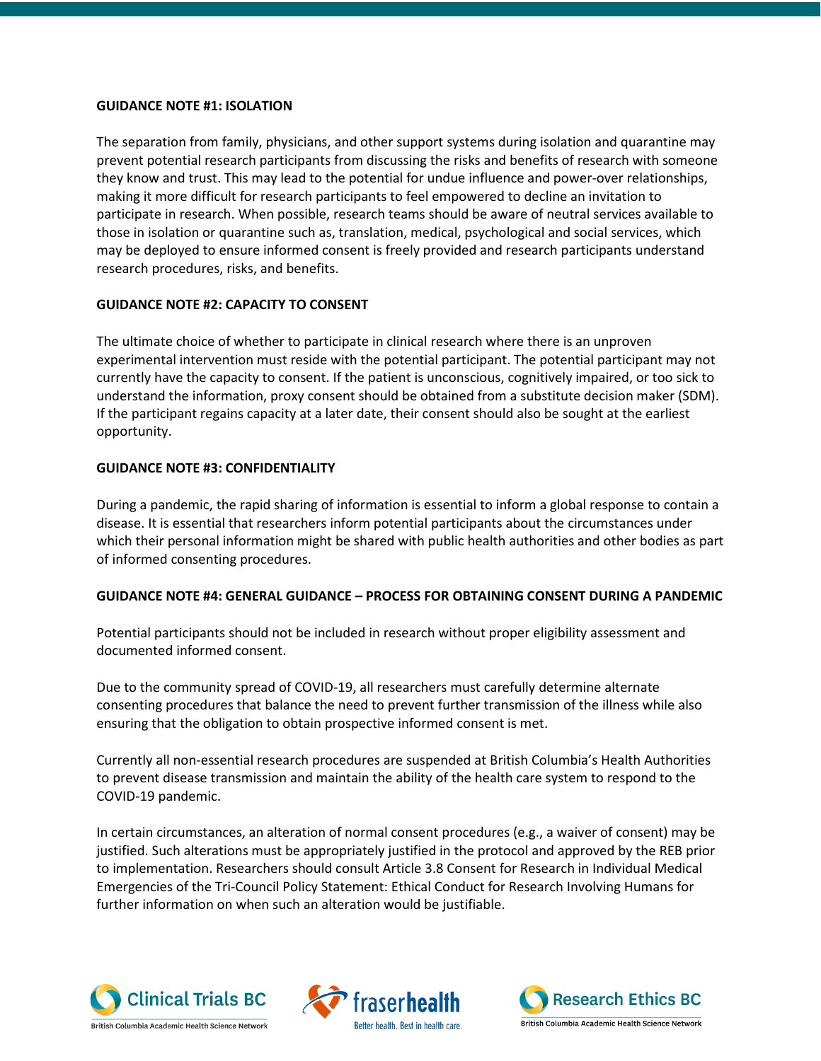**GUIDANCE NOTE #1: ISOLATION**

The separation from family, physicians, and other support systems during isolation and quarantine may prevent potential research participants from discussing the risks and benefits of research with someone they know and trust. This may lead to the potential for undue influence and power-over relationships, making it more difficult for research participants to feel empowered to decline an invitation to participate in research. When possible, research teams should be aware of neutral services available to those in isolation or quarantine such as, translation, medical, psychological and social services, which may be deployed to ensure informed consent is freely provided and research participants understand research procedures, risks, and benefits.

**GUIDANCE NOTE #2: CAPACITY TO CONSENT**

The ultimate choice of whether to participate in clinical research where there is an unproven experimental intervention must reside with the potential participant. The potential participant may not currently have the capacity to consent. If the patient is unconscious, cognitively impaired, or too sick to understand the information, proxy consent should be obtained from a substitute decision maker (SDM). If the participant regains capacity at a later date, their consent should also be sought at the earliest opportunity.

**GUIDANCE NOTE #3: CONFIDENTIALITY**

During a pandemic, the rapid sharing of information is essential to inform a global response to contain a disease. It is essential that researchers inform potential participants about the circumstances under which their personal information might be shared with public health authorities and other bodies as part of informed consenting procedures.

**GUIDANCE NOTE #4: GENERAL GUIDANCE – PROCESS FOR OBTAINING CONSENT DURING A PANDEMIC**

Potential participants should not be included in research without proper eligibility assessment and documented informed consent.

Due to the community spread of COVID-19, all researchers must carefully determine alternate consenting procedures that balance the need to prevent further transmission of the illness while also ensuring that the obligation to obtain prospective informed consent is met.

Currently all non-essential research procedures are suspended at British Columbia's Health Authorities to prevent disease transmission and maintain the ability of the health care system to respond to the COVID-19 pandemic.

In certain circumstances, an alteration of normal consent procedures (e.g., a waiver of consent) may be justified. Such alterations must be appropriately justified in the protocol and approved by the REB prior to implementation. Researchers should consult Article 3.8 Consent for Research in Individual Medical Emergencies of the Tri-Council Policy Statement: Ethical Conduct for Research Involving Humans for further information on when such an alteration would be justifiable.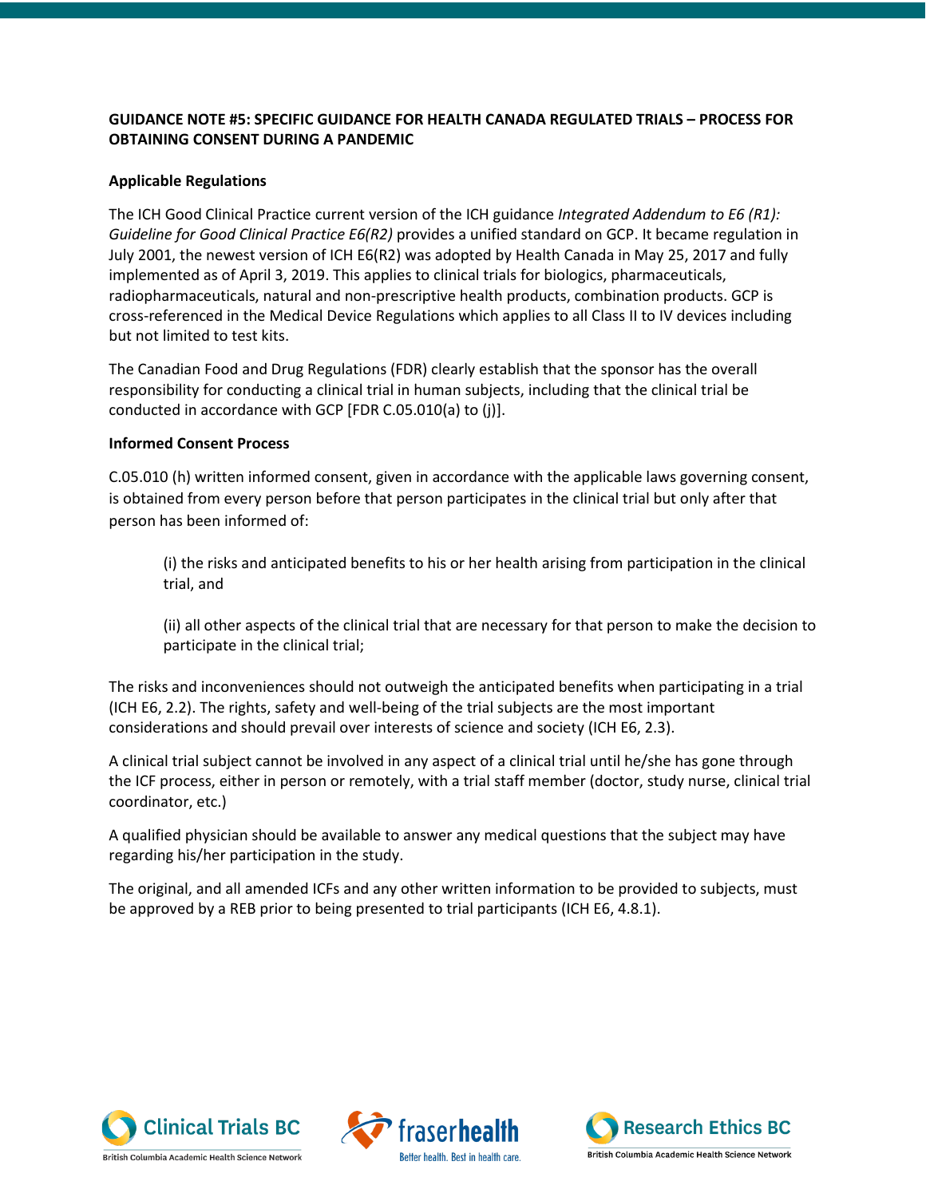**GUIDANCE NOTE #5: SPECIFIC GUIDANCE FOR HEALTH CANADA REGULATED TRIALS – PROCESS FOR OBTAINING CONSENT DURING A PANDEMIC**

**Applicable Regulations**

The ICH Good Clinical Practice current version of the ICH guidance *Integrated Addendum to E6 (R1): Guideline for Good Clinical Practice E6(R2)* provides a unified standard on GCP. It became regulation in July 2001, the newest version of ICH E6(R2) was adopted by Health Canada in May 25, 2017 and fully implemented as of April 3, 2019. This applies to clinical trials for biologics, pharmaceuticals, radiopharmaceuticals, natural and non-prescriptive health products, combination products. GCP is cross-referenced in the Medical Device Regulations which applies to all Class II to IV devices including but not limited to test kits.

The Canadian Food and Drug Regulations (FDR) clearly establish that the sponsor has the overall responsibility for conducting a clinical trial in human subjects, including that the clinical trial be conducted in accordance with GCP [FDR C.05.010(a) to (j)].

**Informed Consent Process**

C.05.010 (h) written informed consent, given in accordance with the applicable laws governing consent, is obtained from every person before that person participates in the clinical trial but only after that person has been informed of:

> (i) the risks and anticipated benefits to his or her health arising from participation in the clinical trial, and
>
> (ii) all other aspects of the clinical trial that are necessary for that person to make the decision to participate in the clinical trial;

The risks and inconveniences should not outweigh the anticipated benefits when participating in a trial (ICH E6, 2.2). The rights, safety and well-being of the trial subjects are the most important considerations and should prevail over interests of science and society (ICH E6, 2.3).

A clinical trial subject cannot be involved in any aspect of a clinical trial until he/she has gone through the ICF process, either in person or remotely, with a trial staff member (doctor, study nurse, clinical trial coordinator, etc.)

A qualified physician should be available to answer any medical questions that the subject may have regarding his/her participation in the study.

The original, and all amended ICFs and any other written information to be provided to subjects, must be approved by a REB prior to being presented to trial participants (ICH E6, 4.8.1).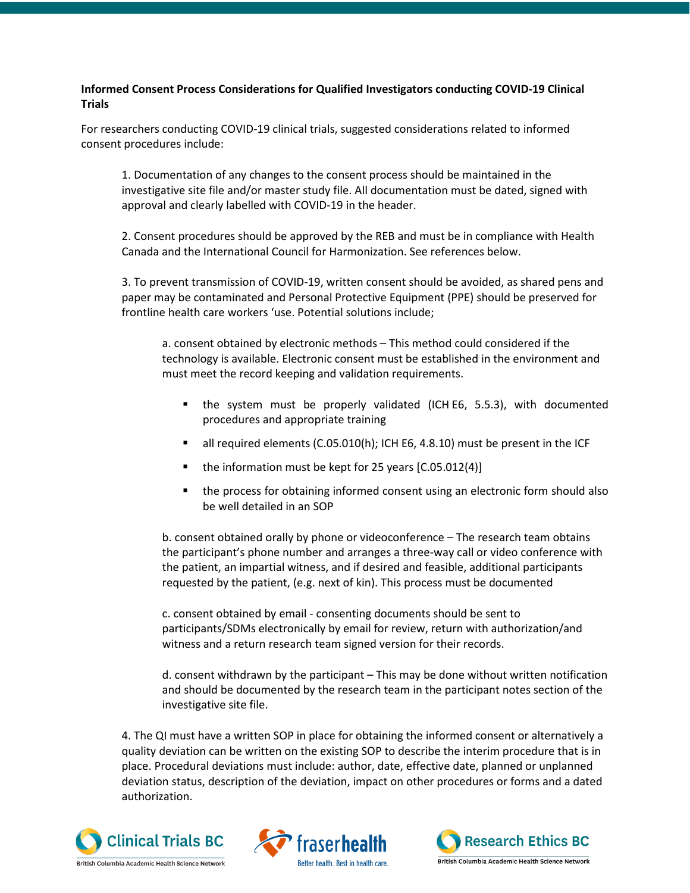**Informed Consent Process Considerations for Qualified Investigators conducting COVID-19 Clinical Trials**

For researchers conducting COVID-19 clinical trials, suggested considerations related to informed consent procedures include:

1. Documentation of any changes to the consent process should be maintained in the investigative site file and/or master study file. All documentation must be dated, signed with approval and clearly labelled with COVID-19 in the header.

2. Consent procedures should be approved by the REB and must be in compliance with Health Canada and the International Council for Harmonization. See references below.

3. To prevent transmission of COVID-19, written consent should be avoided, as shared pens and paper may be contaminated and Personal Protective Equipment (PPE) should be preserved for frontline health care workers 'use. Potential solutions include;

   a. consent obtained by electronic methods – This method could considered if the technology is available. Electronic consent must be established in the environment and must meet the record keeping and validation requirements.

      - the system must be properly validated (ICH E6, 5.5.3), with documented procedures and appropriate training
      - all required elements (C.05.010(h); ICH E6, 4.8.10) must be present in the ICF
      - the information must be kept for 25 years [C.05.012(4)]
      - the process for obtaining informed consent using an electronic form should also be well detailed in an SOP

   b. consent obtained orally by phone or videoconference – The research team obtains the participant's phone number and arranges a three-way call or video conference with the patient, an impartial witness, and if desired and feasible, additional participants requested by the patient, (e.g. next of kin). This process must be documented

   c. consent obtained by email - consenting documents should be sent to participants/SDMs electronically by email for review, return with authorization/and witness and a return research team signed version for their records.

   d. consent withdrawn by the participant – This may be done without written notification and should be documented by the research team in the participant notes section of the investigative site file.

4. The QI must have a written SOP in place for obtaining the informed consent or alternatively a quality deviation can be written on the existing SOP to describe the interim procedure that is in place. Procedural deviations must include: author, date, effective date, planned or unplanned deviation status, description of the deviation, impact on other procedures or forms and a dated authorization.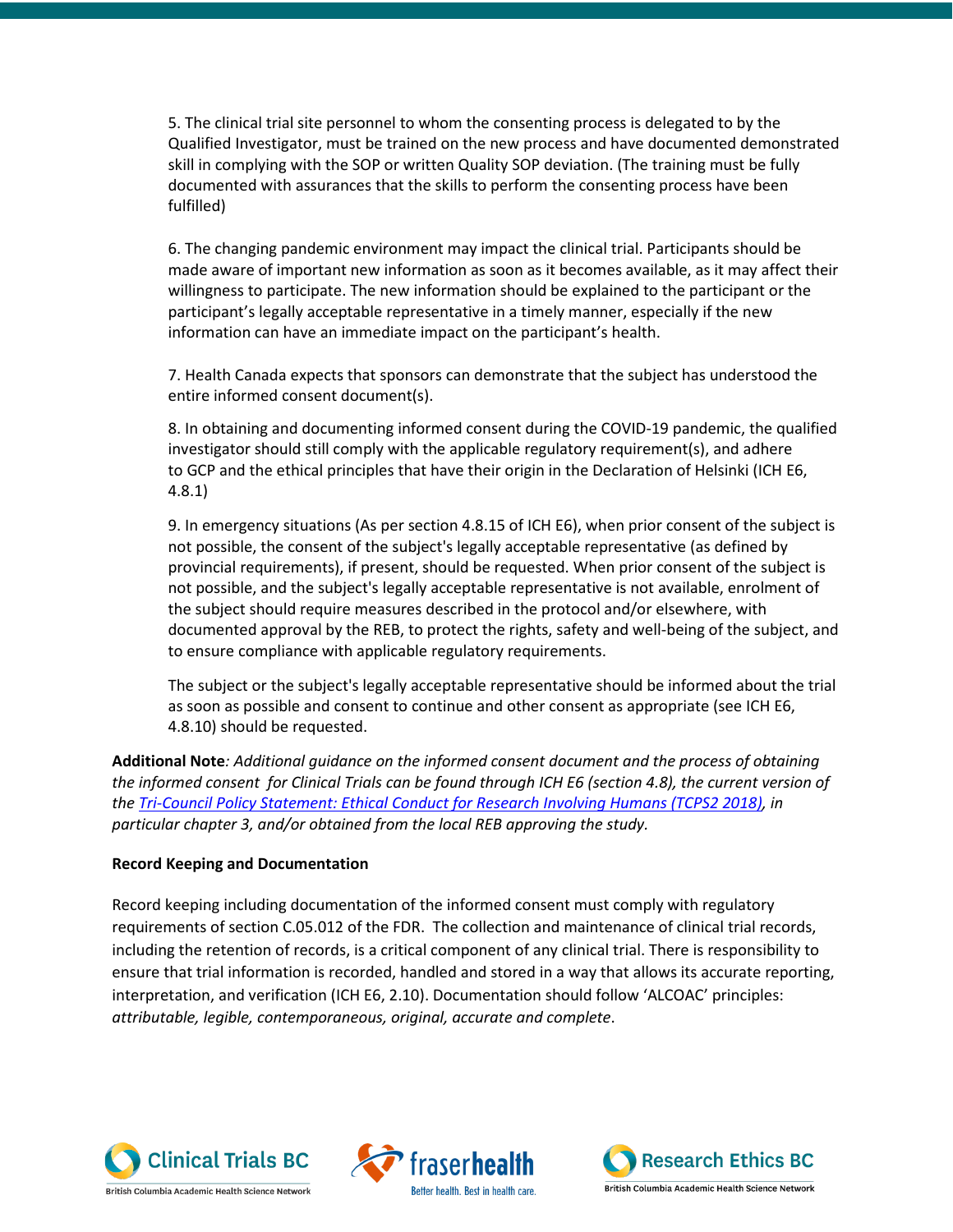5. The clinical trial site personnel to whom the consenting process is delegated to by the Qualified Investigator, must be trained on the new process and have documented demonstrated skill in complying with the SOP or written Quality SOP deviation. (The training must be fully documented with assurances that the skills to perform the consenting process have been fulfilled)

6. The changing pandemic environment may impact the clinical trial. Participants should be made aware of important new information as soon as it becomes available, as it may affect their willingness to participate. The new information should be explained to the participant or the participant's legally acceptable representative in a timely manner, especially if the new information can have an immediate impact on the participant's health.

7. Health Canada expects that sponsors can demonstrate that the subject has understood the entire informed consent document(s).

8. In obtaining and documenting informed consent during the COVID-19 pandemic, the qualified investigator should still comply with the applicable regulatory requirement(s), and adhere to GCP and the ethical principles that have their origin in the Declaration of Helsinki (ICH E6, 4.8.1)

9. In emergency situations (As per section 4.8.15 of ICH E6), when prior consent of the subject is not possible, the consent of the subject's legally acceptable representative (as defined by provincial requirements), if present, should be requested. When prior consent of the subject is not possible, and the subject's legally acceptable representative is not available, enrolment of the subject should require measures described in the protocol and/or elsewhere, with documented approval by the REB, to protect the rights, safety and well-being of the subject, and to ensure compliance with applicable regulatory requirements.

The subject or the subject's legally acceptable representative should be informed about the trial as soon as possible and consent to continue and other consent as appropriate (see ICH E6, 4.8.10) should be requested.

**Additional Note***: Additional guidance on the informed consent document and the process of obtaining the informed consent for Clinical Trials can be found through ICH E6 (section 4.8), the current version of the [Tri-Council Policy Statement: Ethical Conduct for Research Involving Humans (TCPS2 2018)](), in particular chapter 3, and/or obtained from the local REB approving the study.*

**Record Keeping and Documentation**

Record keeping including documentation of the informed consent must comply with regulatory requirements of section C.05.012 of the FDR. The collection and maintenance of clinical trial records, including the retention of records, is a critical component of any clinical trial. There is responsibility to ensure that trial information is recorded, handled and stored in a way that allows its accurate reporting, interpretation, and verification (ICH E6, 2.10). Documentation should follow 'ALCOAC' principles: *attributable, legible, contemporaneous, original, accurate and complete*.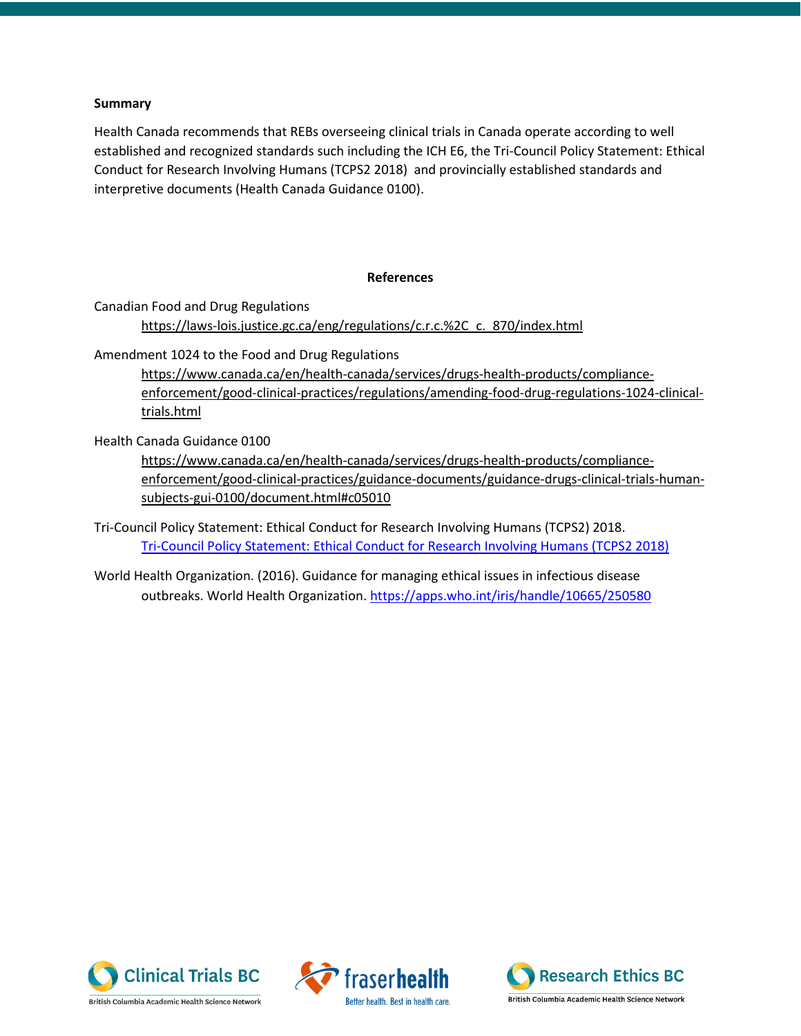**Summary**

Health Canada recommends that REBs overseeing clinical trials in Canada operate according to well established and recognized standards such including the ICH E6, the Tri-Council Policy Statement: Ethical Conduct for Research Involving Humans (TCPS2 2018) and provincially established standards and interpretive documents (Health Canada Guidance 0100).

**References**

Canadian Food and Drug Regulations
https://laws-lois.justice.gc.ca/eng/regulations/c.r.c.%2C_c._870/index.html

Amendment 1024 to the Food and Drug Regulations
https://www.canada.ca/en/health-canada/services/drugs-health-products/compliance-enforcement/good-clinical-practices/regulations/amending-food-drug-regulations-1024-clinical-trials.html

Health Canada Guidance 0100
https://www.canada.ca/en/health-canada/services/drugs-health-products/compliance-enforcement/good-clinical-practices/guidance-documents/guidance-drugs-clinical-trials-human-subjects-gui-0100/document.html#c05010

Tri-Council Policy Statement: Ethical Conduct for Research Involving Humans (TCPS2) 2018.
Tri-Council Policy Statement: Ethical Conduct for Research Involving Humans (TCPS2 2018)

World Health Organization. (2016). Guidance for managing ethical issues in infectious disease outbreaks. World Health Organization. https://apps.who.int/iris/handle/10665/250580